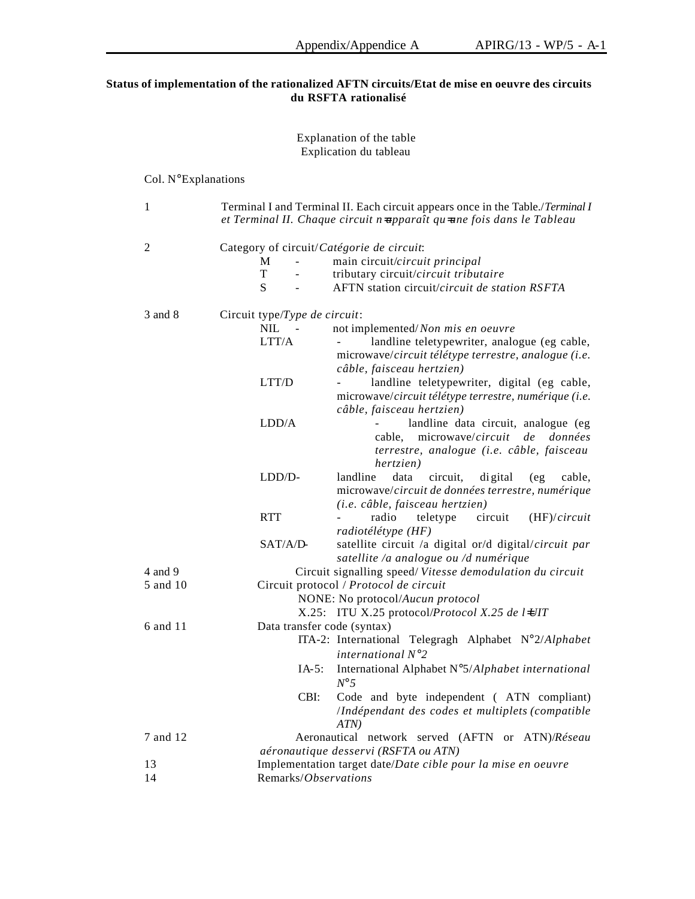**Status of implementation of the rationalized AFTN circuits/Etat de mise en oeuvre des circuits du RSFTA rationalisé**

Explanation of the table
Explication du tableau

| Col. N° | Explanations |
|---|---|
| 1 | Terminal I and Terminal II. Each circuit appears once in the Table./*Terminal I et Terminal II. Chaque circuit n'apparaît qu'une fois dans le Tableau* |
| 2 | Category of circuit/*Catégorie de circuit*:<br>M - main circuit/*circuit principal*<br>T - tributary circuit/*circuit tributaire*<br>S - AFTN station circuit/*circuit de station RSFTA* |
| 3 and 8 | Circuit type/*Type de circuit*:<br>NIL - not implemented/*Non mis en oeuvre*<br>LTT/A - landline teletypewriter, analogue (eg cable, microwave/*circuit télétype terrestre, analogue (i.e. câble, faisceau hertzien)*<br>LTT/D - landline teletypewriter, digital (eg cable, microwave/*circuit télétype terrestre, numérique (i.e. câble, faisceau hertzien)*<br>LDD/A - landline data circuit, analogue (eg cable, microwave/*circuit de données terrestre, analogue (i.e. câble, faisceau hertzien)*<br>LDD/D- landline data circuit, digital (eg cable, microwave/*circuit de données terrestre, numérique (i.e. câble, faisceau hertzien)*<br>RTT - radio teletype circuit (HF)/*circuit radiotélétype (HF)*<br>SAT/A/D- satellite circuit /a digital or/d digital/*circuit par satellite /a analogue ou /d numérique* |
| 4 and 9 | Circuit signalling speed/ *Vitesse demodulation du circuit* |
| 5 and 10 | Circuit protocol / *Protocol de circuit*<br>NONE: No protocol/*Aucun protocol*<br>X.25: ITU X.25 protocol/*Protocol X.25 de l'UIT* |
| 6 and 11 | Data transfer code (syntax)<br>ITA-2: International Telegragh Alphabet N°2/*Alphabet international N°2*<br>IA-5: International Alphabet N°5/*Alphabet international N°5*<br>CBI: Code and byte independent ( ATN compliant) /*Indépendant des codes et multiplets (compatible ATN)* |
| 7 and 12 | Aeronautical network served (AFTN or ATN)/*Réseau aéronautique desservi (RSFTA ou ATN)* |
| 13 | Implementation target date/*Date cible pour la mise en oeuvre* |
| 14 | Remarks/*Observations* |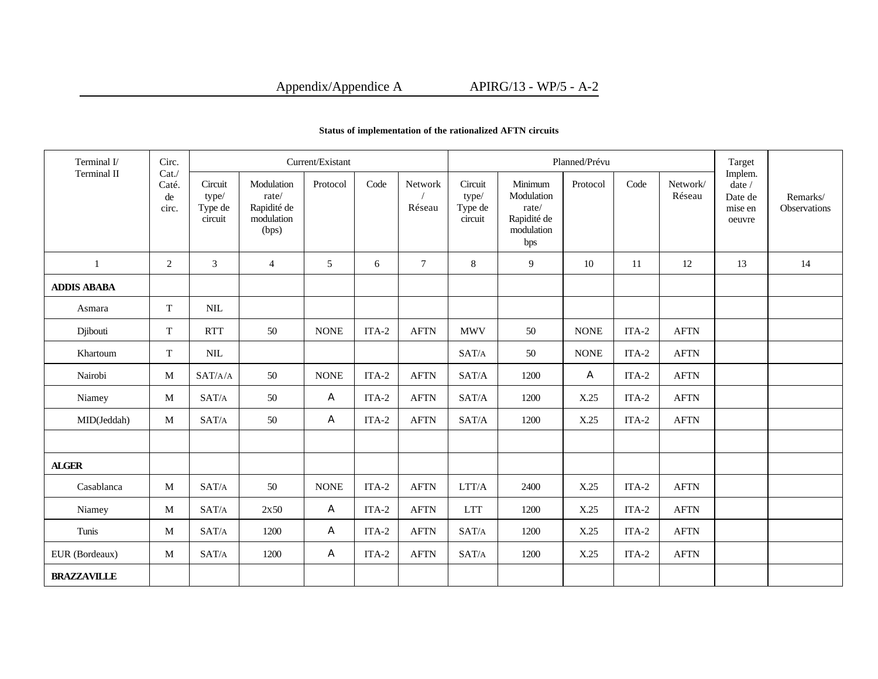**Status of implementation of the rationalized AFTN circuits**

| Terminal I/ Terminal II | Circ. Cat./ Caté. de circ. | Current/Existant | | | | | Planned/Prévu | | | | | Target Implem. date / Date de mise en oeuvre | Remarks/ Observations |
|---|---|---|---|---|---|---|---|---|---|---|---|---|---|
| | | Circuit type/ Type de circuit | Modulation rate/ Rapidité de modulation (bps) | Protocol | Code | Network / Réseau | Circuit type/ Type de circuit | Minimum Modulation rate/ Rapidité de modulation bps | Protocol | Code | Network/ Réseau | | |
| 1 | 2 | 3 | 4 | 5 | 6 | 7 | 8 | 9 | 10 | 11 | 12 | 13 | 14 |
| **ADDIS ABABA** | | | | | | | | | | | | | |
| Asmara | T | NIL | | | | | | | | | | | |
| Djibouti | T | RTT | 50 | NONE | ITA-2 | AFTN | MWV | 50 | NONE | ITA-2 | AFTN | | |
| Khartoum | T | NIL | | | | | SAT/A | 50 | NONE | ITA-2 | AFTN | | |
| Nairobi | M | SAT/A/A | 50 | NONE | ITA-2 | AFTN | SAT/A | 1200 | A | ITA-2 | AFTN | | |
| Niamey | M | SAT/A | 50 | A | ITA-2 | AFTN | SAT/A | 1200 | X.25 | ITA-2 | AFTN | | |
| MID(Jeddah) | M | SAT/A | 50 | A | ITA-2 | AFTN | SAT/A | 1200 | X.25 | ITA-2 | AFTN | | |
| | | | | | | | | | | | | | |
| **ALGER** | | | | | | | | | | | | | |
| Casablanca | M | SAT/A | 50 | NONE | ITA-2 | AFTN | LTT/A | 2400 | X.25 | ITA-2 | AFTN | | |
| Niamey | M | SAT/A | 2x50 | A | ITA-2 | AFTN | LTT | 1200 | X.25 | ITA-2 | AFTN | | |
| Tunis | M | SAT/A | 1200 | A | ITA-2 | AFTN | SAT/A | 1200 | X.25 | ITA-2 | AFTN | | |
| EUR (Bordeaux) | M | SAT/A | 1200 | A | ITA-2 | AFTN | SAT/A | 1200 | X.25 | ITA-2 | AFTN | | |
| **BRAZZAVILLE** | | | | | | | | | | | | | |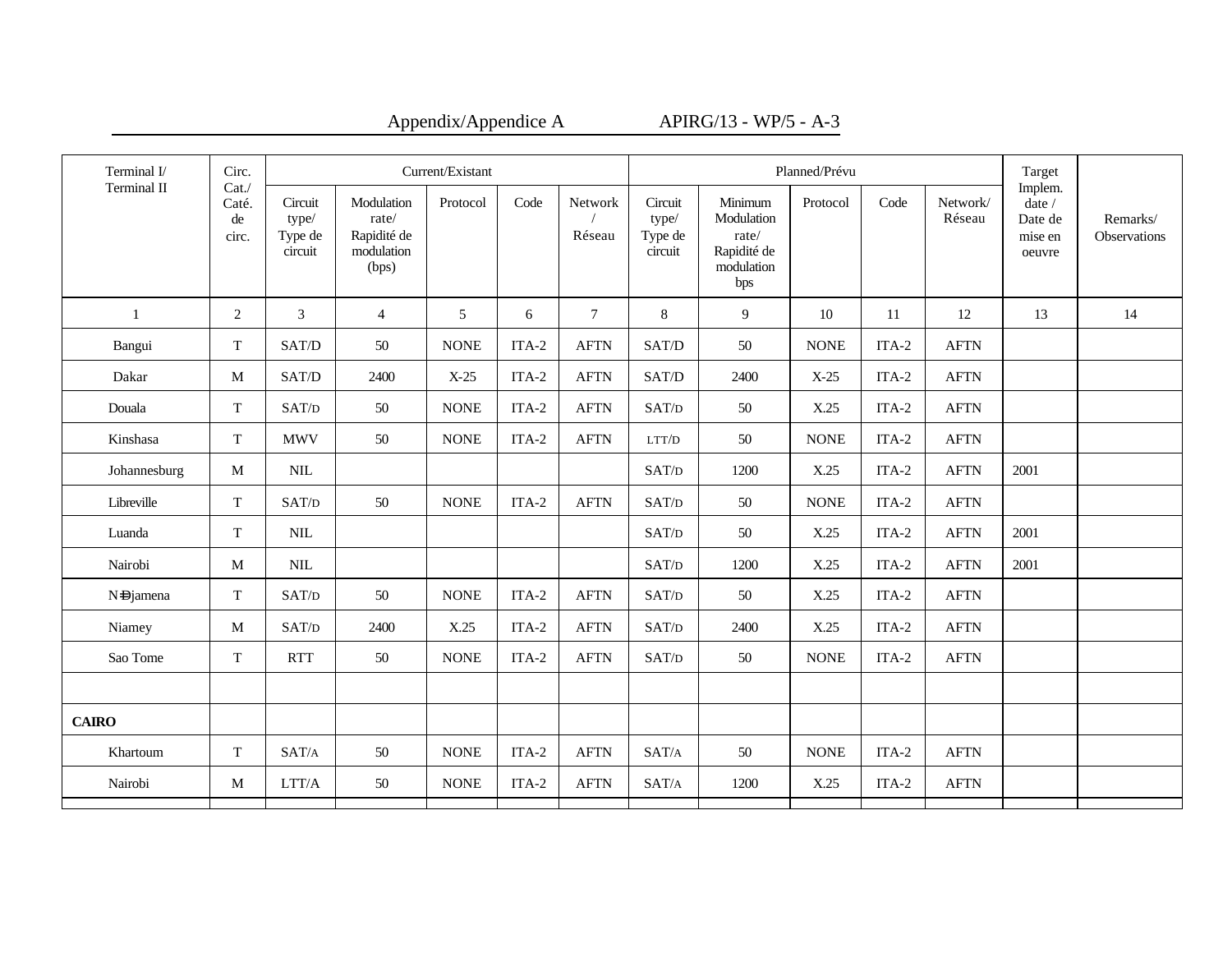| Terminal I/ Terminal II | Circ. Cat./ Caté. de circ. | Current/Existant | | | | | Planned/Prévu | | | | | Target Implem. date / Date de mise en oeuvre | Remarks/ Observations |
|---|---|---|---|---|---|---|---|---|---|---|---|---|---|
| | | Circuit type/ Type de circuit | Modulation rate/ Rapidité de modulation (bps) | Protocol | Code | Network / Réseau | Circuit type/ Type de circuit | Minimum Modulation rate/ Rapidité de modulation bps | Protocol | Code | Network/ Réseau | | |
| 1 | 2 | 3 | 4 | 5 | 6 | 7 | 8 | 9 | 10 | 11 | 12 | 13 | 14 |
| Bangui | T | SAT/D | 50 | NONE | ITA-2 | AFTN | SAT/D | 50 | NONE | ITA-2 | AFTN | | |
| Dakar | M | SAT/D | 2400 | X-25 | ITA-2 | AFTN | SAT/D | 2400 | X-25 | ITA-2 | AFTN | | |
| Douala | T | SAT/D | 50 | NONE | ITA-2 | AFTN | SAT/D | 50 | X.25 | ITA-2 | AFTN | | |
| Kinshasa | T | MWV | 50 | NONE | ITA-2 | AFTN | LTT/D | 50 | NONE | ITA-2 | AFTN | | |
| Johannesburg | M | NIL | | | | | SAT/D | 1200 | X.25 | ITA-2 | AFTN | 2001 | |
| Libreville | T | SAT/D | 50 | NONE | ITA-2 | AFTN | SAT/D | 50 | NONE | ITA-2 | AFTN | | |
| Luanda | T | NIL | | | | | SAT/D | 50 | X.25 | ITA-2 | AFTN | 2001 | |
| Nairobi | M | NIL | | | | | SAT/D | 1200 | X.25 | ITA-2 | AFTN | 2001 | |
| N'Djamena | T | SAT/D | 50 | NONE | ITA-2 | AFTN | SAT/D | 50 | X.25 | ITA-2 | AFTN | | |
| Niamey | M | SAT/D | 2400 | X.25 | ITA-2 | AFTN | SAT/D | 2400 | X.25 | ITA-2 | AFTN | | |
| Sao Tome | T | RTT | 50 | NONE | ITA-2 | AFTN | SAT/D | 50 | NONE | ITA-2 | AFTN | | |
| | | | | | | | | | | | | | |
| **CAIRO** | | | | | | | | | | | | | |
| Khartoum | T | SAT/A | 50 | NONE | ITA-2 | AFTN | SAT/A | 50 | NONE | ITA-2 | AFTN | | |
| Nairobi | M | LTT/A | 50 | NONE | ITA-2 | AFTN | SAT/A | 1200 | X.25 | ITA-2 | AFTN | | |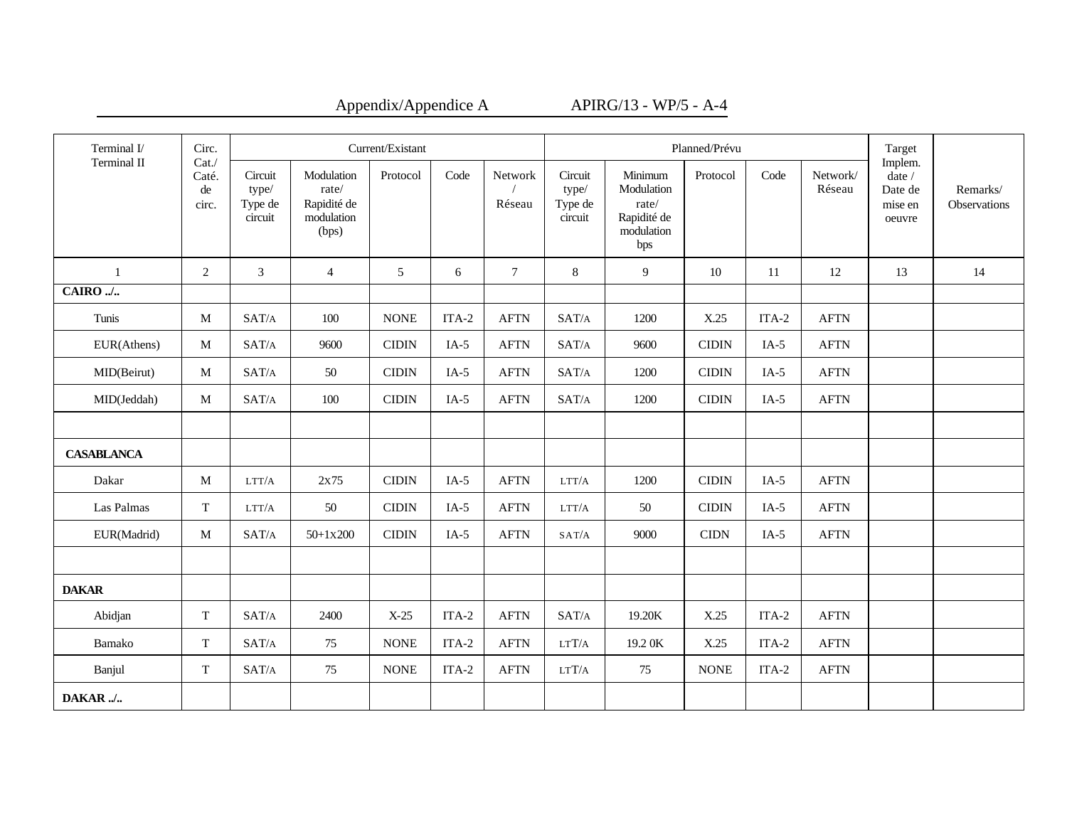| Terminal I/ Terminal II | Circ. Cat./ Caté. de circ. | Current/Existant | | | | | Planned/Prévu | | | | | Target Implem. date / Date de mise en oeuvre | Remarks/ Observations |
|---|---|---|---|---|---|---|---|---|---|---|---|---|---|
| | | Circuit type/ Type de circuit | Modulation rate/ Rapidité de modulation (bps) | Protocol | Code | Network / Réseau | Circuit type/ Type de circuit | Minimum Modulation rate/ Rapidité de modulation bps | Protocol | Code | Network/ Réseau | | |
| 1 | 2 | 3 | 4 | 5 | 6 | 7 | 8 | 9 | 10 | 11 | 12 | 13 | 14 |
| **CAIRO ../..** | | | | | | | | | | | | | |
| Tunis | M | SAT/A | 100 | NONE | ITA-2 | AFTN | SAT/A | 1200 | X.25 | ITA-2 | AFTN | | |
| EUR(Athens) | M | SAT/A | 9600 | CIDIN | IA-5 | AFTN | SAT/A | 9600 | CIDIN | IA-5 | AFTN | | |
| MID(Beirut) | M | SAT/A | 50 | CIDIN | IA-5 | AFTN | SAT/A | 1200 | CIDIN | IA-5 | AFTN | | |
| MID(Jeddah) | M | SAT/A | 100 | CIDIN | IA-5 | AFTN | SAT/A | 1200 | CIDIN | IA-5 | AFTN | | |
| | | | | | | | | | | | | | |
| **CASABLANCA** | | | | | | | | | | | | | |
| Dakar | M | LTT/A | 2x75 | CIDIN | IA-5 | AFTN | LTT/A | 1200 | CIDIN | IA-5 | AFTN | | |
| Las Palmas | T | LTT/A | 50 | CIDIN | IA-5 | AFTN | LTT/A | 50 | CIDIN | IA-5 | AFTN | | |
| EUR(Madrid) | M | SAT/A | 50+1x200 | CIDIN | IA-5 | AFTN | SAT/A | 9000 | CIDN | IA-5 | AFTN | | |
| | | | | | | | | | | | | | |
| **DAKAR** | | | | | | | | | | | | | |
| Abidjan | T | SAT/A | 2400 | X-25 | ITA-2 | AFTN | SAT/A | 19.20K | X.25 | ITA-2 | AFTN | | |
| Bamako | T | SAT/A | 75 | NONE | ITA-2 | AFTN | LTT/A | 19.2 0K | X.25 | ITA-2 | AFTN | | |
| Banjul | T | SAT/A | 75 | NONE | ITA-2 | AFTN | LTT/A | 75 | NONE | ITA-2 | AFTN | | |
| **DAKAR ../..** | | | | | | | | | | | | | |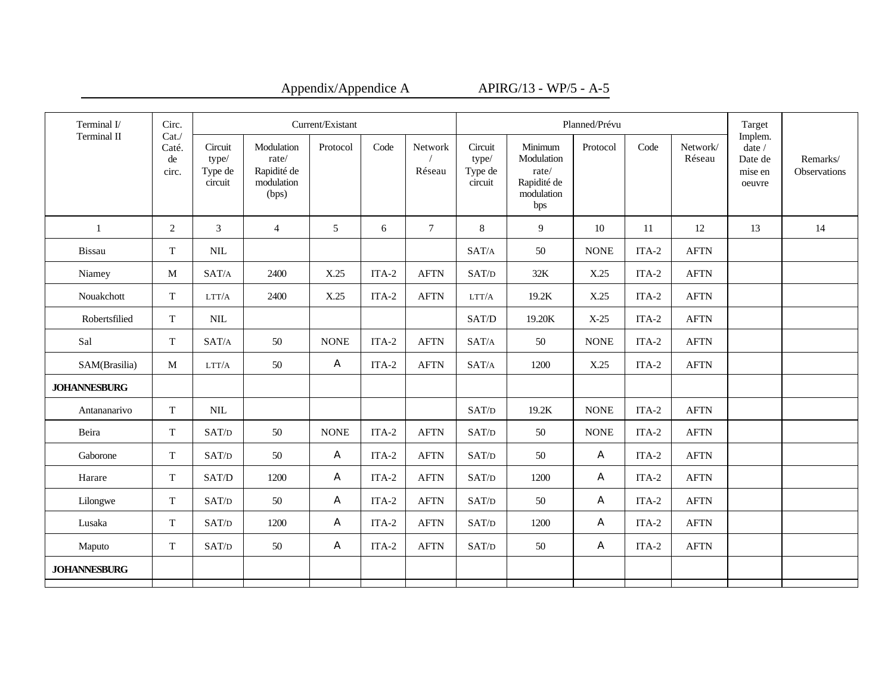| Terminal I/ Terminal II | Circ. Cat./ Caté. de circ. | Current/Existant | | | | | Planned/Prévu | | | | | Target Implem. date / Date de mise en oeuvre | Remarks/ Observations |
|---|---|---|---|---|---|---|---|---|---|---|---|---|---|
| | | Circuit type/ Type de circuit | Modulation rate/ Rapidité de modulation (bps) | Protocol | Code | Network / Réseau | Circuit type/ Type de circuit | Minimum Modulation rate/ Rapidité de modulation bps | Protocol | Code | Network/ Réseau | | |
| 1 | 2 | 3 | 4 | 5 | 6 | 7 | 8 | 9 | 10 | 11 | 12 | 13 | 14 |
| Bissau | T | NIL | | | | | SAT/A | 50 | NONE | ITA-2 | AFTN | | |
| Niamey | M | SAT/A | 2400 | X.25 | ITA-2 | AFTN | SAT/D | 32K | X.25 | ITA-2 | AFTN | | |
| Nouakchott | T | LTT/A | 2400 | X.25 | ITA-2 | AFTN | LTT/A | 19.2K | X.25 | ITA-2 | AFTN | | |
| Robertsfilied | T | NIL | | | | | SAT/D | 19.20K | X-25 | ITA-2 | AFTN | | |
| Sal | T | SAT/A | 50 | NONE | ITA-2 | AFTN | SAT/A | 50 | NONE | ITA-2 | AFTN | | |
| SAM(Brasilia) | M | LTT/A | 50 | A | ITA-2 | AFTN | SAT/A | 1200 | X.25 | ITA-2 | AFTN | | |
| **JOHANNESBURG** | | | | | | | | | | | | | |
| Antananarivo | T | NIL | | | | | SAT/D | 19.2K | NONE | ITA-2 | AFTN | | |
| Beira | T | SAT/D | 50 | NONE | ITA-2 | AFTN | SAT/D | 50 | NONE | ITA-2 | AFTN | | |
| Gaborone | T | SAT/D | 50 | A | ITA-2 | AFTN | SAT/D | 50 | A | ITA-2 | AFTN | | |
| Harare | T | SAT/D | 1200 | A | ITA-2 | AFTN | SAT/D | 1200 | A | ITA-2 | AFTN | | |
| Lilongwe | T | SAT/D | 50 | A | ITA-2 | AFTN | SAT/D | 50 | A | ITA-2 | AFTN | | |
| Lusaka | T | SAT/D | 1200 | A | ITA-2 | AFTN | SAT/D | 1200 | A | ITA-2 | AFTN | | |
| Maputo | T | SAT/D | 50 | A | ITA-2 | AFTN | SAT/D | 50 | A | ITA-2 | AFTN | | |
| **JOHANNESBURG** | | | | | | | | | | | | | |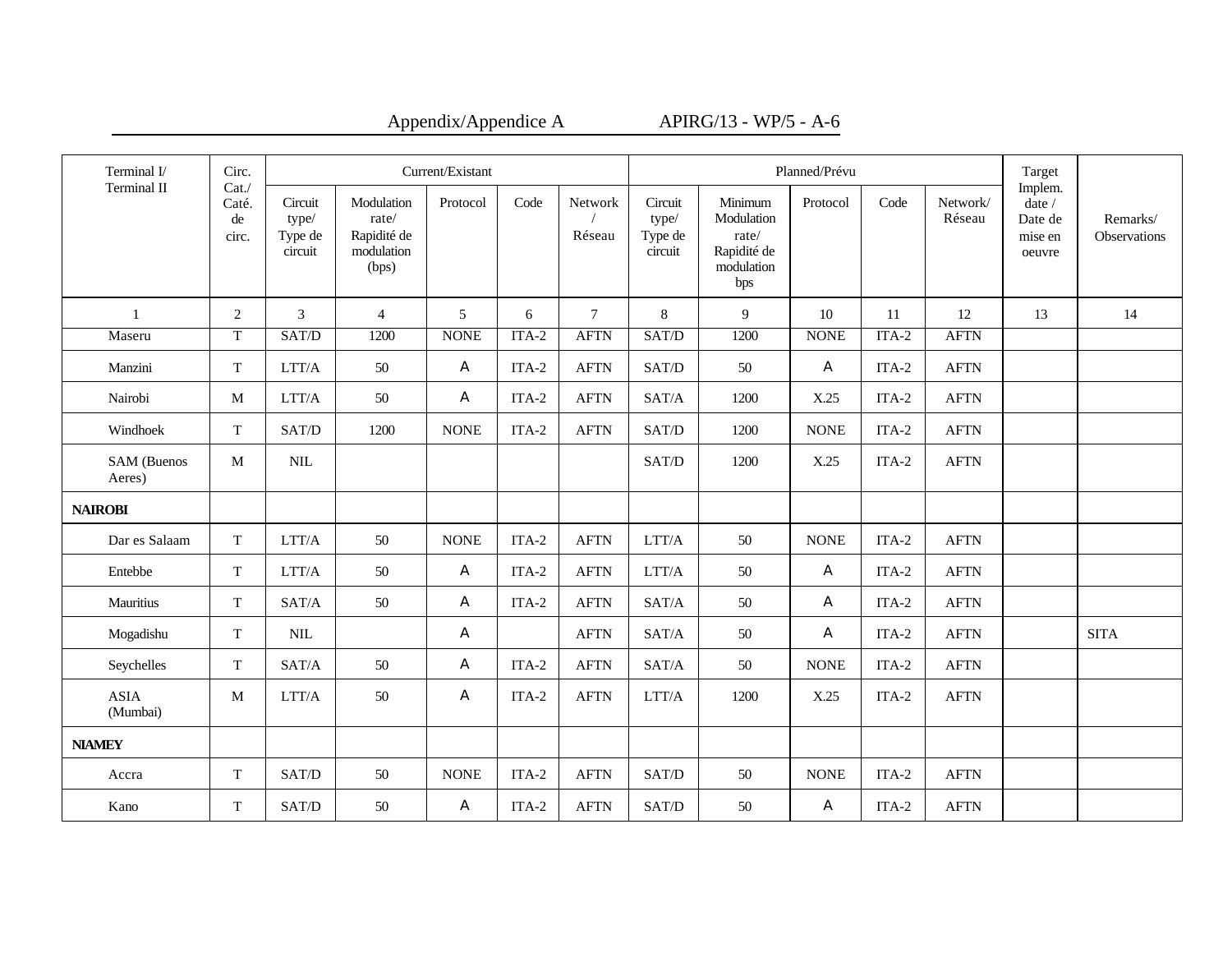| Terminal I/ Terminal II | Circ. Cat./ Caté. de circ. | Current/Existant | | | | | Planned/Prévu | | | | | Target Implem. date / Date de mise en oeuvre | Remarks/ Observations |
|---|---|---|---|---|---|---|---|---|---|---|---|---|---|
| | | Circuit type/ Type de circuit | Modulation rate/ Rapidité de modulation (bps) | Protocol | Code | Network / Réseau | Circuit type/ Type de circuit | Minimum Modulation rate/ Rapidité de modulation bps | Protocol | Code | Network/ Réseau | | |
| 1 | 2 | 3 | 4 | 5 | 6 | 7 | 8 | 9 | 10 | 11 | 12 | 13 | 14 |
| Maseru | T | SAT/D | 1200 | NONE | ITA-2 | AFTN | SAT/D | 1200 | NONE | ITA-2 | AFTN | | |
| Manzini | T | LTT/A | 50 | A | ITA-2 | AFTN | SAT/D | 50 | A | ITA-2 | AFTN | | |
| Nairobi | M | LTT/A | 50 | A | ITA-2 | AFTN | SAT/A | 1200 | X.25 | ITA-2 | AFTN | | |
| Windhoek | T | SAT/D | 1200 | NONE | ITA-2 | AFTN | SAT/D | 1200 | NONE | ITA-2 | AFTN | | |
| SAM (Buenos Aeres) | M | NIL | | | | | SAT/D | 1200 | X.25 | ITA-2 | AFTN | | |
| **NAIROBI** | | | | | | | | | | | | | |
| Dar es Salaam | T | LTT/A | 50 | NONE | ITA-2 | AFTN | LTT/A | 50 | NONE | ITA-2 | AFTN | | |
| Entebbe | T | LTT/A | 50 | A | ITA-2 | AFTN | LTT/A | 50 | A | ITA-2 | AFTN | | |
| Mauritius | T | SAT/A | 50 | A | ITA-2 | AFTN | SAT/A | 50 | A | ITA-2 | AFTN | | |
| Mogadishu | T | NIL | | A | | AFTN | SAT/A | 50 | A | ITA-2 | AFTN | | SITA |
| Seychelles | T | SAT/A | 50 | A | ITA-2 | AFTN | SAT/A | 50 | NONE | ITA-2 | AFTN | | |
| ASIA (Mumbai) | M | LTT/A | 50 | A | ITA-2 | AFTN | LTT/A | 1200 | X.25 | ITA-2 | AFTN | | |
| **NIAMEY** | | | | | | | | | | | | | |
| Accra | T | SAT/D | 50 | NONE | ITA-2 | AFTN | SAT/D | 50 | NONE | ITA-2 | AFTN | | |
| Kano | T | SAT/D | 50 | A | ITA-2 | AFTN | SAT/D | 50 | A | ITA-2 | AFTN | | |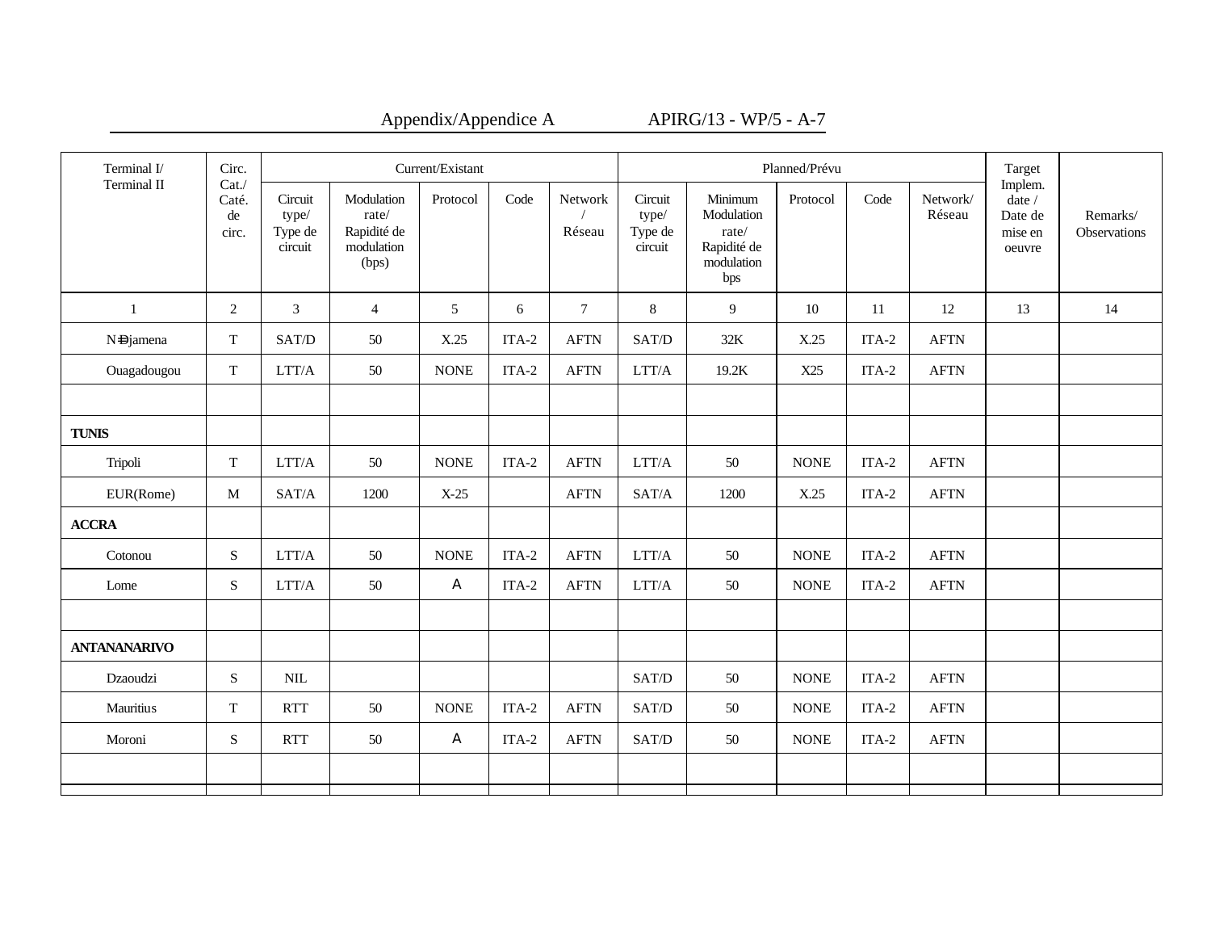| Terminal I/ Terminal II | Circ. Cat./ Caté. de circ. | Current/Existant | | | | | Planned/Prévu | | | | | Target Implem. date / Date de mise en oeuvre | Remarks/ Observations |
|---|---|---|---|---|---|---|---|---|---|---|---|---|---|
| | | Circuit type/ Type de circuit | Modulation rate/ Rapidité de modulation (bps) | Protocol | Code | Network / Réseau | Circuit type/ Type de circuit | Minimum Modulation rate/ Rapidité de modulation bps | Protocol | Code | Network/ Réseau | | |
| 1 | 2 | 3 | 4 | 5 | 6 | 7 | 8 | 9 | 10 | 11 | 12 | 13 | 14 |
| N=Djamena | T | SAT/D | 50 | X.25 | ITA-2 | AFTN | SAT/D | 32K | X.25 | ITA-2 | AFTN | | |
| Ouagadougou | T | LTT/A | 50 | NONE | ITA-2 | AFTN | LTT/A | 19.2K | X25 | ITA-2 | AFTN | | |
| | | | | | | | | | | | | | |
| **TUNIS** | | | | | | | | | | | | | |
| Tripoli | T | LTT/A | 50 | NONE | ITA-2 | AFTN | LTT/A | 50 | NONE | ITA-2 | AFTN | | |
| EUR(Rome) | M | SAT/A | 1200 | X-25 | | AFTN | SAT/A | 1200 | X.25 | ITA-2 | AFTN | | |
| **ACCRA** | | | | | | | | | | | | | |
| Cotonou | S | LTT/A | 50 | NONE | ITA-2 | AFTN | LTT/A | 50 | NONE | ITA-2 | AFTN | | |
| Lome | S | LTT/A | 50 | A | ITA-2 | AFTN | LTT/A | 50 | NONE | ITA-2 | AFTN | | |
| | | | | | | | | | | | | | |
| **ANTANANARIVO** | | | | | | | | | | | | | |
| Dzaoudzi | S | NIL | | | | | SAT/D | 50 | NONE | ITA-2 | AFTN | | |
| Mauritius | T | RTT | 50 | NONE | ITA-2 | AFTN | SAT/D | 50 | NONE | ITA-2 | AFTN | | |
| Moroni | S | RTT | 50 | A | ITA-2 | AFTN | SAT/D | 50 | NONE | ITA-2 | AFTN | | |
| | | | | | | | | | | | | | |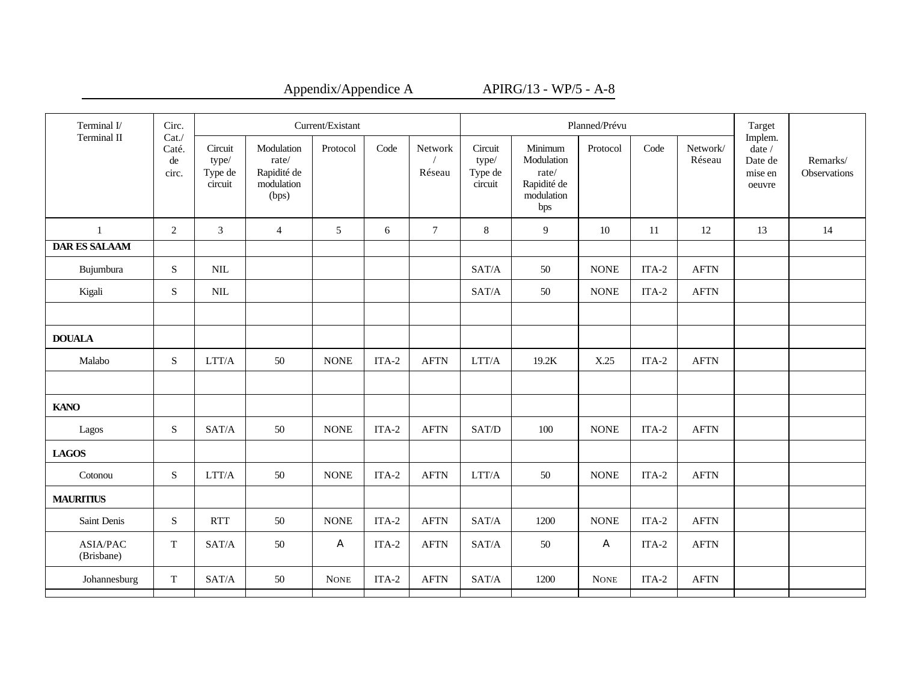| Terminal I/ Terminal II | Circ. Cat./ Caté. de circ. | Current/Existant | | | | | Planned/Prévu | | | | | Target Implem. date / Date de mise en oeuvre | Remarks/ Observations |
|---|---|---|---|---|---|---|---|---|---|---|---|---|---|
| | | Circuit type/ Type de circuit | Modulation rate/ Rapidité de modulation (bps) | Protocol | Code | Network / Réseau | Circuit type/ Type de circuit | Minimum Modulation rate/ Rapidité de modulation bps | Protocol | Code | Network/ Réseau | | |
| 1 | 2 | 3 | 4 | 5 | 6 | 7 | 8 | 9 | 10 | 11 | 12 | 13 | 14 |
| **DAR ES SALAAM** | | | | | | | | | | | | | |
| Bujumbura | S | NIL | | | | | SAT/A | 50 | NONE | ITA-2 | AFTN | | |
| Kigali | S | NIL | | | | | SAT/A | 50 | NONE | ITA-2 | AFTN | | |
| | | | | | | | | | | | | | |
| **DOUALA** | | | | | | | | | | | | | |
| Malabo | S | LTT/A | 50 | NONE | ITA-2 | AFTN | LTT/A | 19.2K | X.25 | ITA-2 | AFTN | | |
| | | | | | | | | | | | | | |
| **KANO** | | | | | | | | | | | | | |
| Lagos | S | SAT/A | 50 | NONE | ITA-2 | AFTN | SAT/D | 100 | NONE | ITA-2 | AFTN | | |
| **LAGOS** | | | | | | | | | | | | | |
| Cotonou | S | LTT/A | 50 | NONE | ITA-2 | AFTN | LTT/A | 50 | NONE | ITA-2 | AFTN | | |
| **MAURITIUS** | | | | | | | | | | | | | |
| Saint Denis | S | RTT | 50 | NONE | ITA-2 | AFTN | SAT/A | 1200 | NONE | ITA-2 | AFTN | | |
| ASIA/PAC (Brisbane) | T | SAT/A | 50 | A | ITA-2 | AFTN | SAT/A | 50 | A | ITA-2 | AFTN | | |
| Johannesburg | T | SAT/A | 50 | NONE | ITA-2 | AFTN | SAT/A | 1200 | NONE | ITA-2 | AFTN | | |
| | | | | | | | | | | | | | |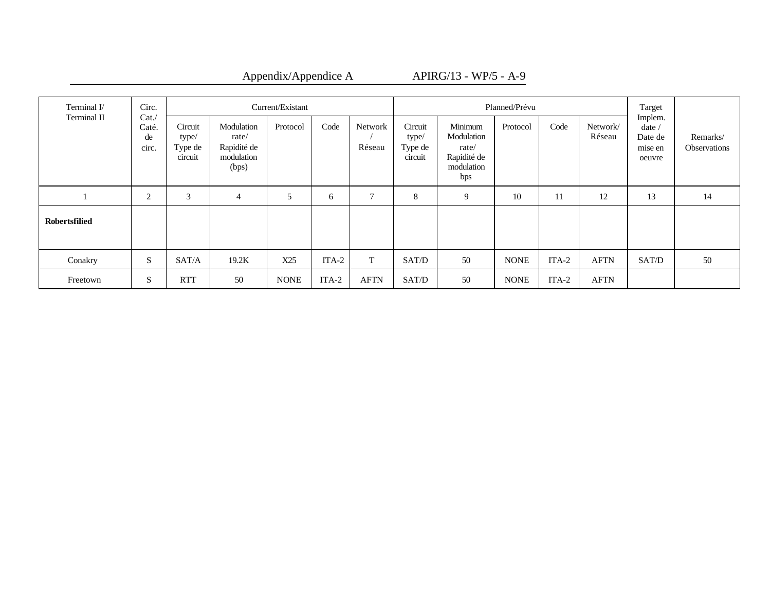| Terminal I/ Terminal II | Circ. Cat./ Caté. de circ. | Current/Existant | | | | | Planned/Prévu | | | | | Target Implem. date / Date de mise en oeuvre | Remarks/ Observations |
|---|---|---|---|---|---|---|---|---|---|---|---|---|---|
| | | Circuit type/ Type de circuit | Modulation rate/ Rapidité de modulation (bps) | Protocol | Code | Network / Réseau | Circuit type/ Type de circuit | Minimum Modulation rate/ Rapidité de modulation bps | Protocol | Code | Network/ Réseau | | |
| 1 | 2 | 3 | 4 | 5 | 6 | 7 | 8 | 9 | 10 | 11 | 12 | 13 | 14 |
| **Robertsfilied** | | | | | | | | | | | | | |
| Conakry | S | SAT/A | 19.2K | X25 | ITA-2 | T | SAT/D | 50 | NONE | ITA-2 | AFTN | SAT/D | 50 |
| Freetown | S | RTT | 50 | NONE | ITA-2 | AFTN | SAT/D | 50 | NONE | ITA-2 | AFTN | | |